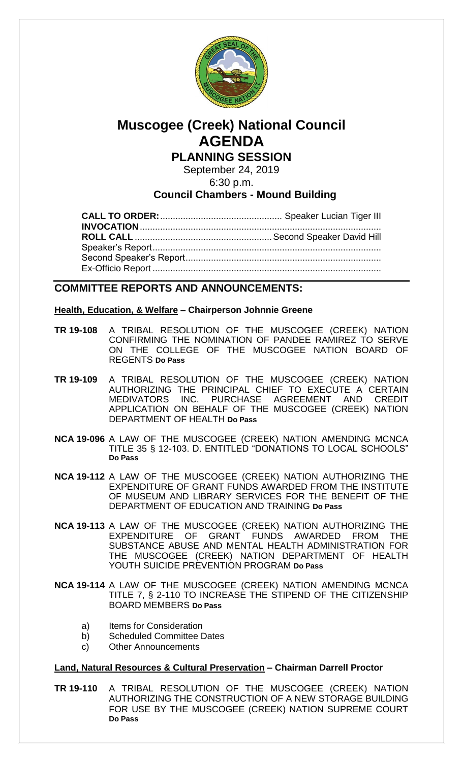# Muscogee (Creek) National Council
# AGENDA
## PLANNING SESSION

September 24, 2019
6:30 p.m.

### Council Chambers - Mound Building

**CALL TO ORDER:** ............................................... Speaker Lucian Tiger III
**INVOCATION** ..............................................................................................
**ROLL CALL** ..................................................... Second Speaker David Hill
Speaker's Report.........................................................................................
Second Speaker's Report............................................................................
Ex-Officio Report .........................................................................................

## COMMITTEE REPORTS AND ANNOUNCEMENTS:

**Health, Education, & Welfare – Chairperson Johnnie Greene**

**TR 19-108** A TRIBAL RESOLUTION OF THE MUSCOGEE (CREEK) NATION CONFIRMING THE NOMINATION OF PANDEE RAMIREZ TO SERVE ON THE COLLEGE OF THE MUSCOGEE NATION BOARD OF REGENTS **Do Pass**

**TR 19-109** A TRIBAL RESOLUTION OF THE MUSCOGEE (CREEK) NATION AUTHORIZING THE PRINCIPAL CHIEF TO EXECUTE A CERTAIN MEDIVATORS INC. PURCHASE AGREEMENT AND CREDIT APPLICATION ON BEHALF OF THE MUSCOGEE (CREEK) NATION DEPARTMENT OF HEALTH **Do Pass**

**NCA 19-096** A LAW OF THE MUSCOGEE (CREEK) NATION AMENDING MCNCA TITLE 35 § 12-103. D. ENTITLED "DONATIONS TO LOCAL SCHOOLS" **Do Pass**

**NCA 19-112** A LAW OF THE MUSCOGEE (CREEK) NATION AUTHORIZING THE EXPENDITURE OF GRANT FUNDS AWARDED FROM THE INSTITUTE OF MUSEUM AND LIBRARY SERVICES FOR THE BENEFIT OF THE DEPARTMENT OF EDUCATION AND TRAINING **Do Pass**

**NCA 19-113** A LAW OF THE MUSCOGEE (CREEK) NATION AUTHORIZING THE EXPENDITURE OF GRANT FUNDS AWARDED FROM THE SUBSTANCE ABUSE AND MENTAL HEALTH ADMINISTRATION FOR THE MUSCOGEE (CREEK) NATION DEPARTMENT OF HEALTH YOUTH SUICIDE PREVENTION PROGRAM **Do Pass**

**NCA 19-114** A LAW OF THE MUSCOGEE (CREEK) NATION AMENDING MCNCA TITLE 7, § 2-110 TO INCREASE THE STIPEND OF THE CITIZENSHIP BOARD MEMBERS **Do Pass**

a) Items for Consideration
b) Scheduled Committee Dates
c) Other Announcements

**Land, Natural Resources & Cultural Preservation – Chairman Darrell Proctor**

**TR 19-110** A TRIBAL RESOLUTION OF THE MUSCOGEE (CREEK) NATION AUTHORIZING THE CONSTRUCTION OF A NEW STORAGE BUILDING FOR USE BY THE MUSCOGEE (CREEK) NATION SUPREME COURT **Do Pass**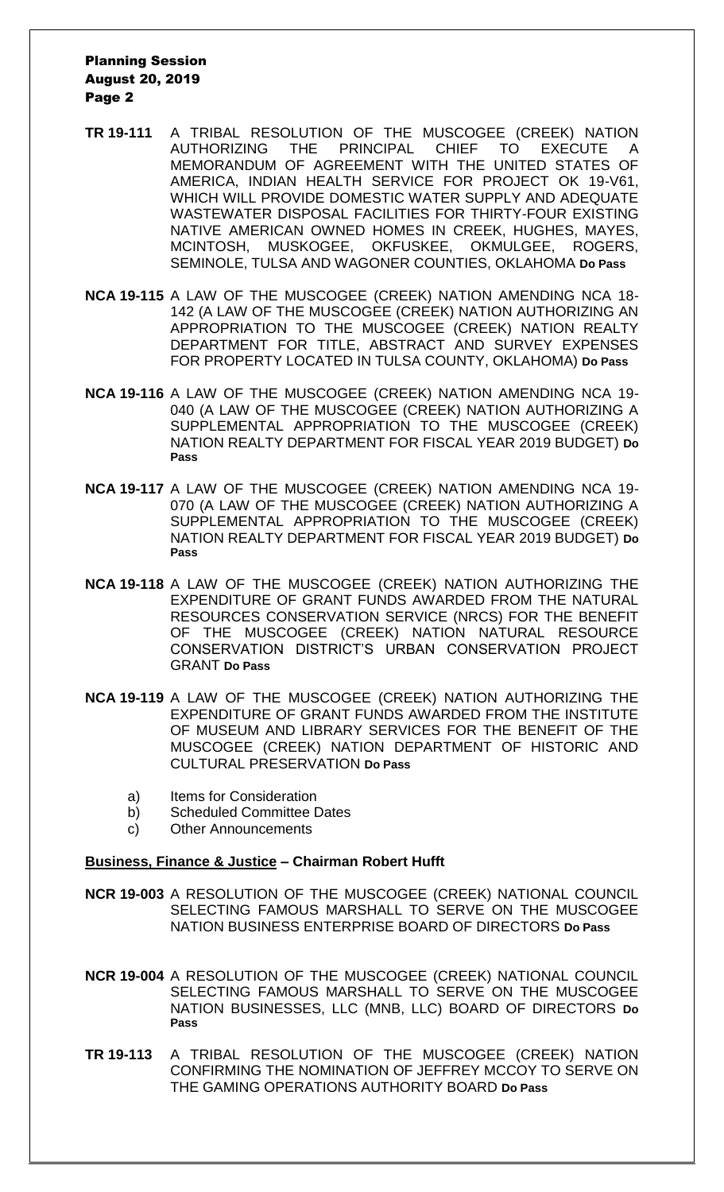**TR 19-111** A TRIBAL RESOLUTION OF THE MUSCOGEE (CREEK) NATION AUTHORIZING THE PRINCIPAL CHIEF TO EXECUTE A MEMORANDUM OF AGREEMENT WITH THE UNITED STATES OF AMERICA, INDIAN HEALTH SERVICE FOR PROJECT OK 19-V61, WHICH WILL PROVIDE DOMESTIC WATER SUPPLY AND ADEQUATE WASTEWATER DISPOSAL FACILITIES FOR THIRTY-FOUR EXISTING NATIVE AMERICAN OWNED HOMES IN CREEK, HUGHES, MAYES, MCINTOSH, MUSKOGEE, OKFUSKEE, OKMULGEE, ROGERS, SEMINOLE, TULSA AND WAGONER COUNTIES, OKLAHOMA **Do Pass**

**NCA 19-115** A LAW OF THE MUSCOGEE (CREEK) NATION AMENDING NCA 18-142 (A LAW OF THE MUSCOGEE (CREEK) NATION AUTHORIZING AN APPROPRIATION TO THE MUSCOGEE (CREEK) NATION REALTY DEPARTMENT FOR TITLE, ABSTRACT AND SURVEY EXPENSES FOR PROPERTY LOCATED IN TULSA COUNTY, OKLAHOMA) **Do Pass**

**NCA 19-116** A LAW OF THE MUSCOGEE (CREEK) NATION AMENDING NCA 19-040 (A LAW OF THE MUSCOGEE (CREEK) NATION AUTHORIZING A SUPPLEMENTAL APPROPRIATION TO THE MUSCOGEE (CREEK) NATION REALTY DEPARTMENT FOR FISCAL YEAR 2019 BUDGET) **Do Pass**

**NCA 19-117** A LAW OF THE MUSCOGEE (CREEK) NATION AMENDING NCA 19-070 (A LAW OF THE MUSCOGEE (CREEK) NATION AUTHORIZING A SUPPLEMENTAL APPROPRIATION TO THE MUSCOGEE (CREEK) NATION REALTY DEPARTMENT FOR FISCAL YEAR 2019 BUDGET) **Do Pass**

**NCA 19-118** A LAW OF THE MUSCOGEE (CREEK) NATION AUTHORIZING THE EXPENDITURE OF GRANT FUNDS AWARDED FROM THE NATURAL RESOURCES CONSERVATION SERVICE (NRCS) FOR THE BENEFIT OF THE MUSCOGEE (CREEK) NATION NATURAL RESOURCE CONSERVATION DISTRICT'S URBAN CONSERVATION PROJECT GRANT **Do Pass**

**NCA 19-119** A LAW OF THE MUSCOGEE (CREEK) NATION AUTHORIZING THE EXPENDITURE OF GRANT FUNDS AWARDED FROM THE INSTITUTE OF MUSEUM AND LIBRARY SERVICES FOR THE BENEFIT OF THE MUSCOGEE (CREEK) NATION DEPARTMENT OF HISTORIC AND CULTURAL PRESERVATION **Do Pass**

a) Items for Consideration
b) Scheduled Committee Dates
c) Other Announcements

**Business, Finance & Justice – Chairman Robert Hufft**

**NCR 19-003** A RESOLUTION OF THE MUSCOGEE (CREEK) NATIONAL COUNCIL SELECTING FAMOUS MARSHALL TO SERVE ON THE MUSCOGEE NATION BUSINESS ENTERPRISE BOARD OF DIRECTORS **Do Pass**

**NCR 19-004** A RESOLUTION OF THE MUSCOGEE (CREEK) NATIONAL COUNCIL SELECTING FAMOUS MARSHALL TO SERVE ON THE MUSCOGEE NATION BUSINESSES, LLC (MNB, LLC) BOARD OF DIRECTORS **Do Pass**

**TR 19-113** A TRIBAL RESOLUTION OF THE MUSCOGEE (CREEK) NATION CONFIRMING THE NOMINATION OF JEFFREY MCCOY TO SERVE ON THE GAMING OPERATIONS AUTHORITY BOARD **Do Pass**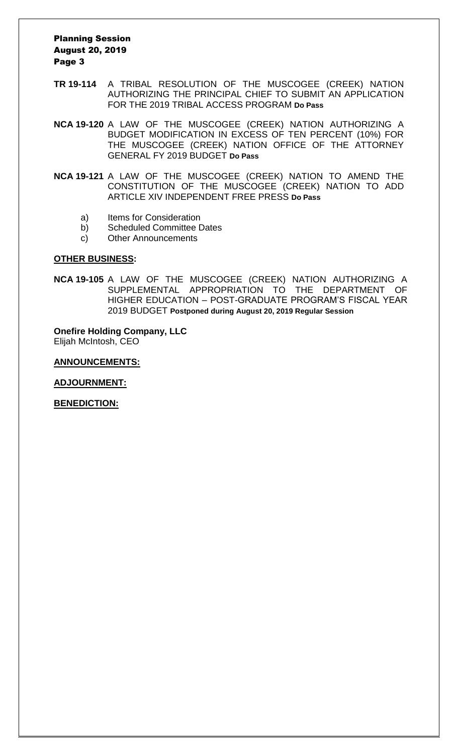**TR 19-114** A TRIBAL RESOLUTION OF THE MUSCOGEE (CREEK) NATION AUTHORIZING THE PRINCIPAL CHIEF TO SUBMIT AN APPLICATION FOR THE 2019 TRIBAL ACCESS PROGRAM **Do Pass**

**NCA 19-120** A LAW OF THE MUSCOGEE (CREEK) NATION AUTHORIZING A BUDGET MODIFICATION IN EXCESS OF TEN PERCENT (10%) FOR THE MUSCOGEE (CREEK) NATION OFFICE OF THE ATTORNEY GENERAL FY 2019 BUDGET **Do Pass**

**NCA 19-121** A LAW OF THE MUSCOGEE (CREEK) NATION TO AMEND THE CONSTITUTION OF THE MUSCOGEE (CREEK) NATION TO ADD ARTICLE XIV INDEPENDENT FREE PRESS **Do Pass**

a) Items for Consideration
b) Scheduled Committee Dates
c) Other Announcements

**OTHER BUSINESS:**

**NCA 19-105** A LAW OF THE MUSCOGEE (CREEK) NATION AUTHORIZING A SUPPLEMENTAL APPROPRIATION TO THE DEPARTMENT OF HIGHER EDUCATION – POST-GRADUATE PROGRAM'S FISCAL YEAR 2019 BUDGET **Postponed during August 20, 2019 Regular Session**

**Onefire Holding Company, LLC**
Elijah McIntosh, CEO

**ANNOUNCEMENTS:**

**ADJOURNMENT:**

**BENEDICTION:**